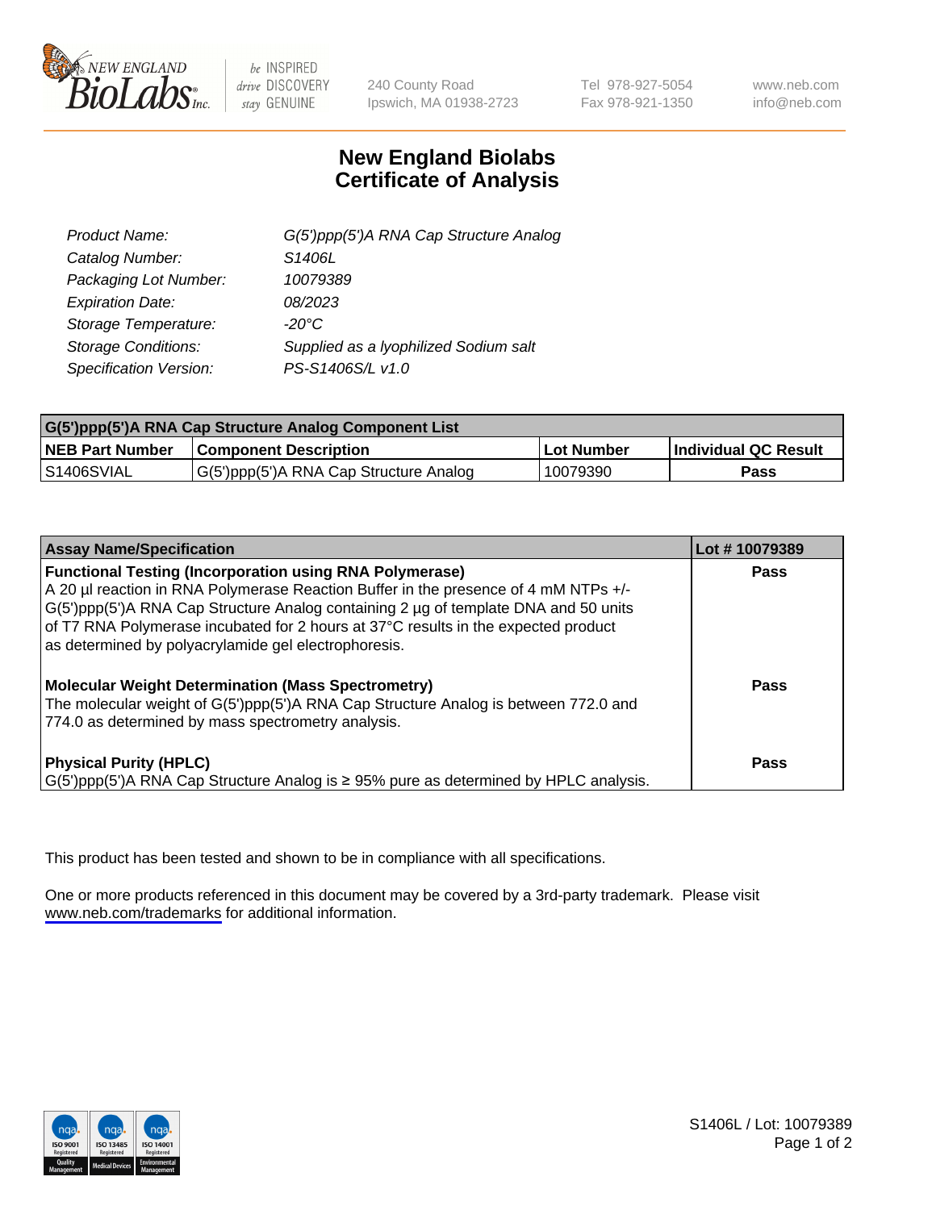# New England Biolabs
# Certificate of Analysis

| | |
|---|---|
| *Product Name:* | *G(5')ppp(5')A RNA Cap Structure Analog* |
| *Catalog Number:* | *S1406L* |
| *Packaging Lot Number:* | *10079389* |
| *Expiration Date:* | *08/2023* |
| *Storage Temperature:* | *-20°C* |
| *Storage Conditions:* | *Supplied as a lyophilized Sodium salt* |
| *Specification Version:* | *PS-S1406S/L v1.0* |

| G(5')ppp(5')A RNA Cap Structure Analog Component List | | | |
|---|---|---|---|
| **NEB Part Number** | **Component Description** | **Lot Number** | **Individual QC Result** |
| S1406SVIAL | G(5')ppp(5')A RNA Cap Structure Analog | 10079390 | **Pass** |

| Assay Name/Specification | Lot # 10079389 |
|---|---|
| **Functional Testing (Incorporation using RNA Polymerase)** A 20 µl reaction in RNA Polymerase Reaction Buffer in the presence of 4 mM NTPs +/- G(5')ppp(5')A RNA Cap Structure Analog containing 2 µg of template DNA and 50 units of T7 RNA Polymerase incubated for 2 hours at 37°C results in the expected product as determined by polyacrylamide gel electrophoresis. | **Pass** |
| **Molecular Weight Determination (Mass Spectrometry)** The molecular weight of G(5')ppp(5')A RNA Cap Structure Analog is between 772.0 and 774.0 as determined by mass spectrometry analysis. | **Pass** |
| **Physical Purity (HPLC)** G(5')ppp(5')A RNA Cap Structure Analog is ≥ 95% pure as determined by HPLC analysis. | **Pass** |

This product has been tested and shown to be in compliance with all specifications.

One or more products referenced in this document may be covered by a 3rd-party trademark. Please visit www.neb.com/trademarks for additional information.

S1406L / Lot: 10079389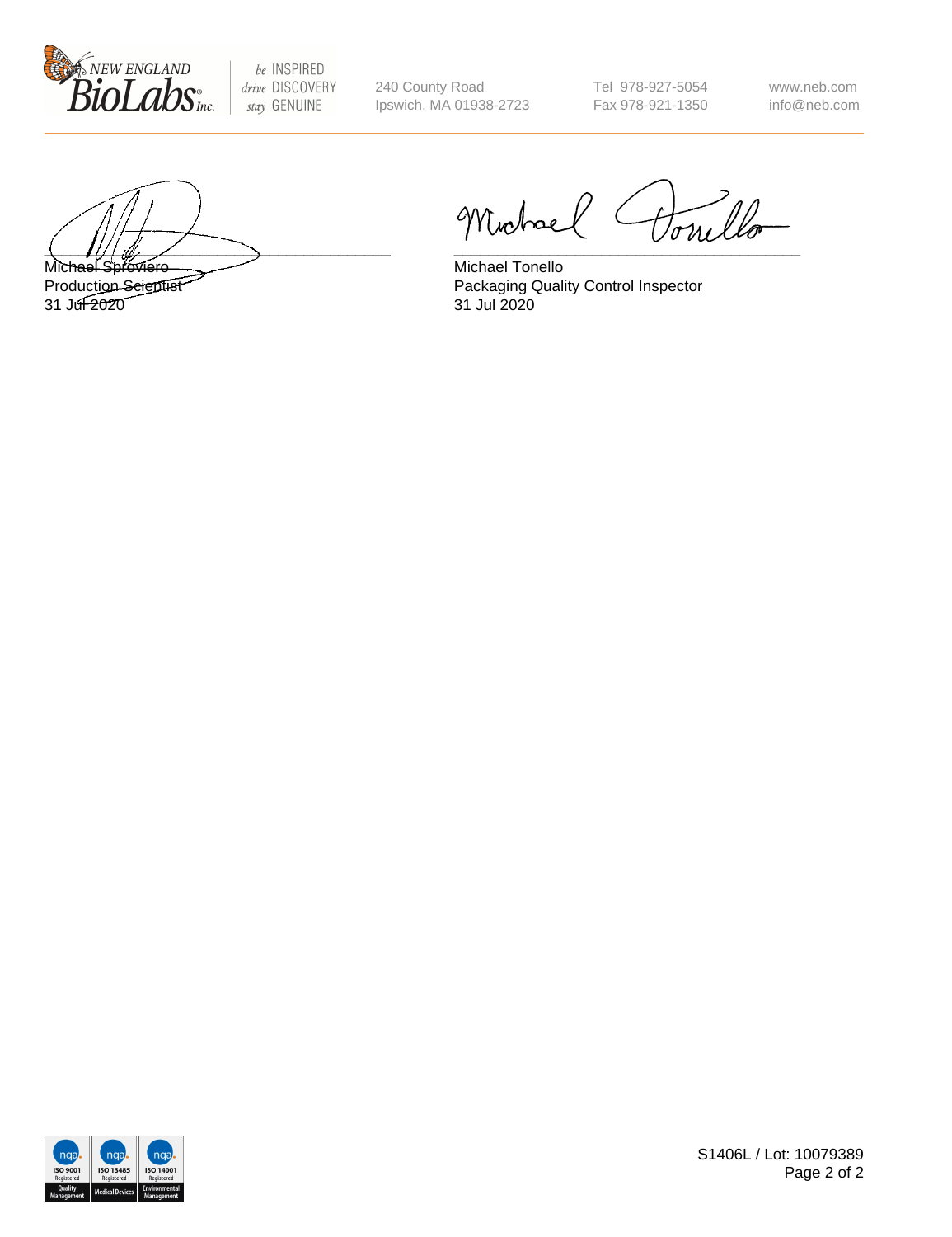Michael Sproviero
Production Scientist
31 Jul 2020

Michael Tonello
Packaging Quality Control Inspector
31 Jul 2020

S1406L / Lot: 10079389